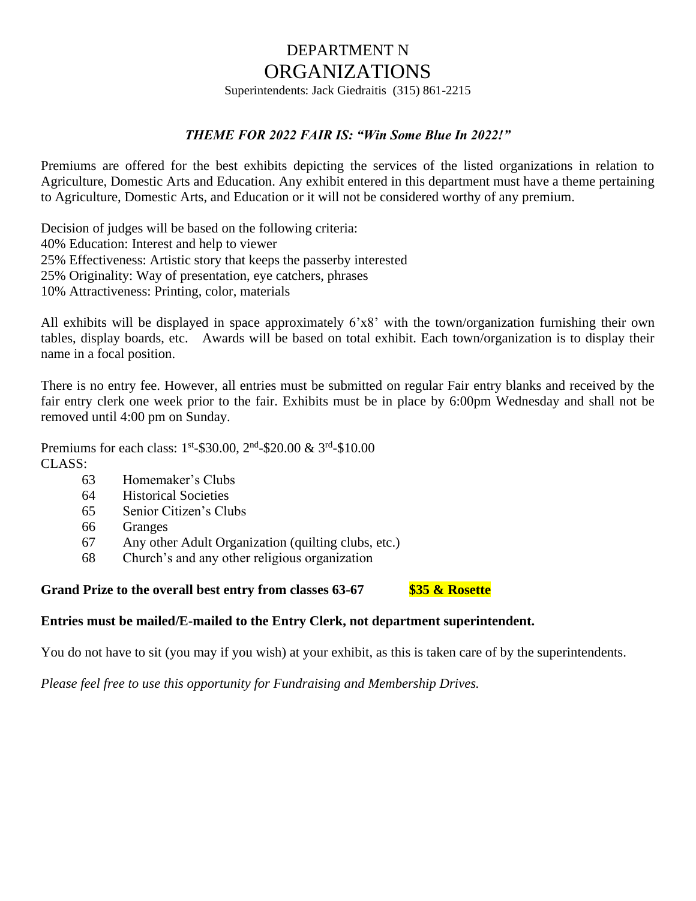# DEPARTMENT N
# ORGANIZATIONS

Superintendents: Jack Giedraitis (315) 861-2215

***THEME FOR 2022 FAIR IS: "Win Some Blue In 2022!"***

Premiums are offered for the best exhibits depicting the services of the listed organizations in relation to Agriculture, Domestic Arts and Education. Any exhibit entered in this department must have a theme pertaining to Agriculture, Domestic Arts, and Education or it will not be considered worthy of any premium.

Decision of judges will be based on the following criteria:
40% Education: Interest and help to viewer
25% Effectiveness: Artistic story that keeps the passerby interested
25% Originality: Way of presentation, eye catchers, phrases
10% Attractiveness: Printing, color, materials

All exhibits will be displayed in space approximately 6'x8' with the town/organization furnishing their own tables, display boards, etc. Awards will be based on total exhibit. Each town/organization is to display their name in a focal position.

There is no entry fee. However, all entries must be submitted on regular Fair entry blanks and received by the fair entry clerk one week prior to the fair. Exhibits must be in place by 6:00pm Wednesday and shall not be removed until 4:00 pm on Sunday.

Premiums for each class: 1st-$30.00, 2nd-$20.00 & 3rd-$10.00
CLASS:

- 63 Homemaker's Clubs
- 64 Historical Societies
- 65 Senior Citizen's Clubs
- 66 Granges
- 67 Any other Adult Organization (quilting clubs, etc.)
- 68 Church's and any other religious organization

**Grand Prize to the overall best entry from classes 63-67 $35 & Rosette**

**Entries must be mailed/E-mailed to the Entry Clerk, not department superintendent.**

You do not have to sit (you may if you wish) at your exhibit, as this is taken care of by the superintendents.

*Please feel free to use this opportunity for Fundraising and Membership Drives.*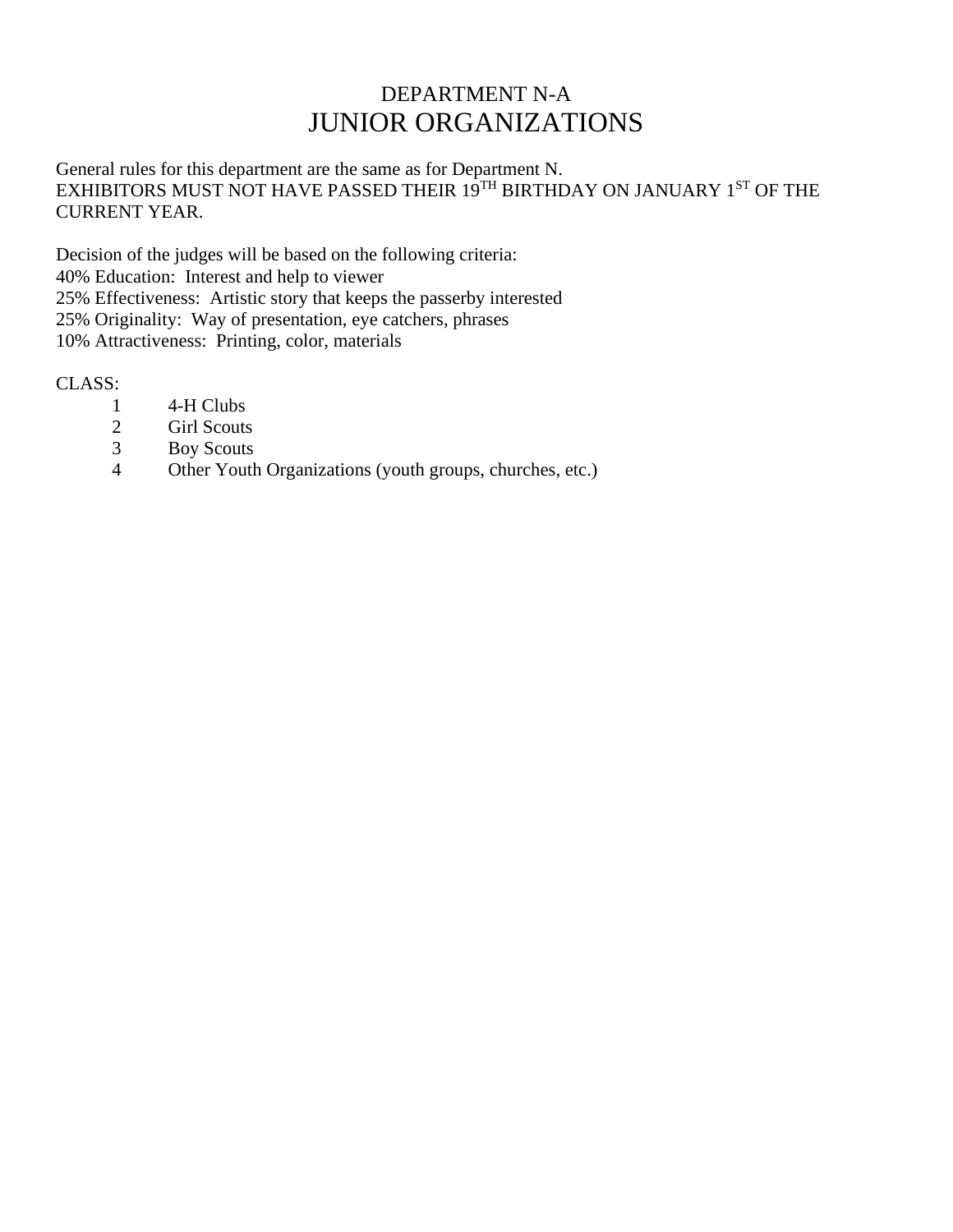# DEPARTMENT N-A
# JUNIOR ORGANIZATIONS

General rules for this department are the same as for Department N.
EXHIBITORS MUST NOT HAVE PASSED THEIR $19^{TH}$ BIRTHDAY ON JANUARY $1^{ST}$ OF THE CURRENT YEAR.

Decision of the judges will be based on the following criteria:
40% Education: Interest and help to viewer
25% Effectiveness: Artistic story that keeps the passerby interested
25% Originality: Way of presentation, eye catchers, phrases
10% Attractiveness: Printing, color, materials

CLASS:

1 4-H Clubs
2 Girl Scouts
3 Boy Scouts
4 Other Youth Organizations (youth groups, churches, etc.)